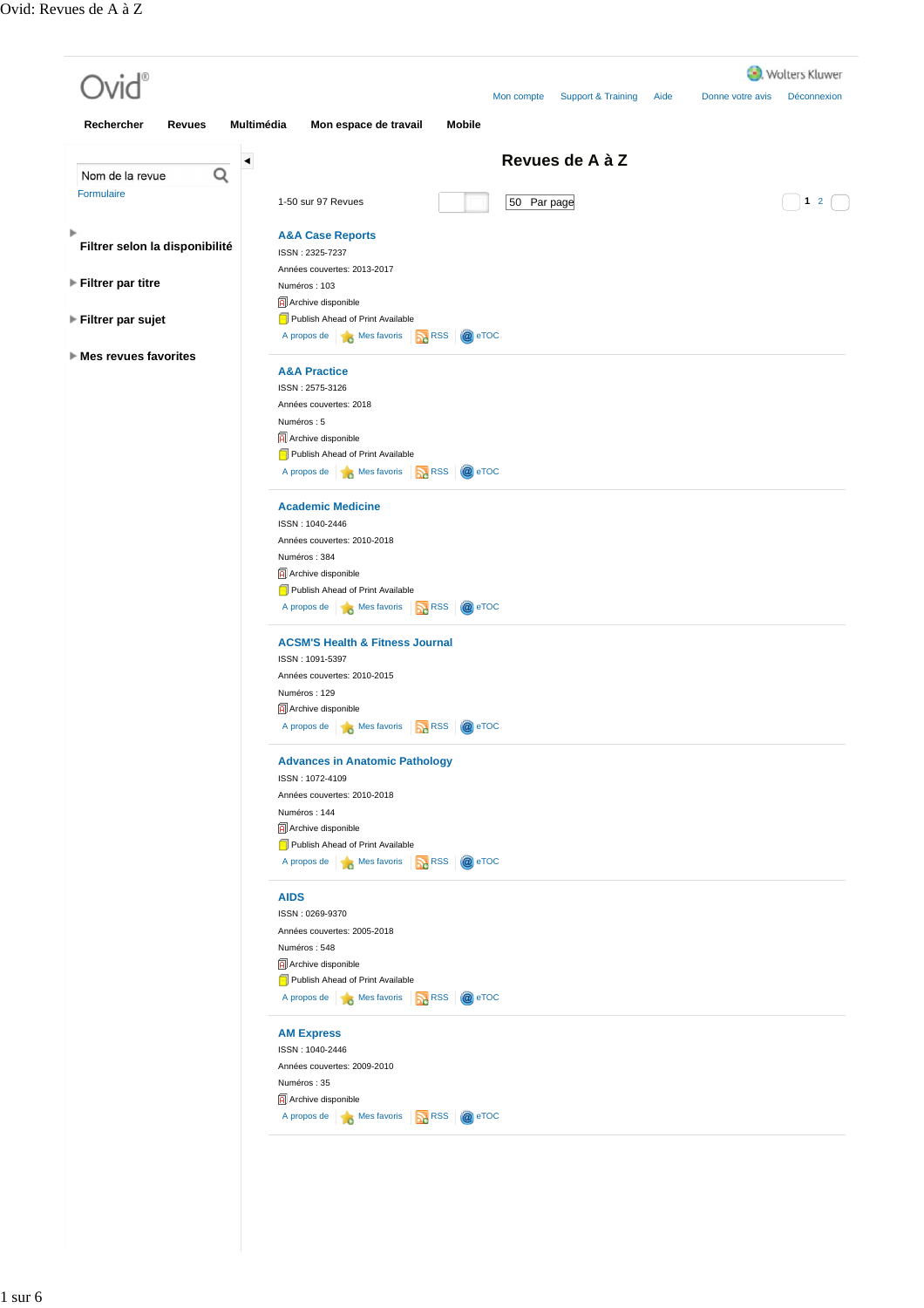Ovid®

Wolters Kluwer

Mon compte | Support & Training | Aide | Donne votre avis | Déconnexion

Rechercher | Revues | Multimédia | Mon espace de travail | Mobile

Nom de la revue

Formulaire

- Filtrer selon la disponibilité
- Filtrer par titre
- Filtrer par sujet
- Mes revues favorites

# Revues de A à Z

1-50 sur 97 Revues

50 Par page

1 2

### A&A Case Reports

ISSN : 2325-7237

Années couvertes: 2013-2017

Numéros : 103

Archive disponible

Publish Ahead of Print Available

A propos de | Mes favoris | RSS | eTOC

### A&A Practice

ISSN : 2575-3126

Années couvertes: 2018

Numéros : 5

Archive disponible

Publish Ahead of Print Available

A propos de | Mes favoris | RSS | eTOC

### Academic Medicine

ISSN : 1040-2446

Années couvertes: 2010-2018

Numéros : 384

Archive disponible

Publish Ahead of Print Available

A propos de | Mes favoris | RSS | eTOC

### ACSM'S Health & Fitness Journal

ISSN : 1091-5397

Années couvertes: 2010-2015

Numéros : 129

Archive disponible

A propos de | Mes favoris | RSS | eTOC

### Advances in Anatomic Pathology

ISSN : 1072-4109

Années couvertes: 2010-2018

Numéros : 144

Archive disponible

Publish Ahead of Print Available

A propos de | Mes favoris | RSS | eTOC

### AIDS

ISSN : 0269-9370

Années couvertes: 2005-2018

Numéros : 548

Archive disponible

Publish Ahead of Print Available

A propos de | Mes favoris | RSS | eTOC

### AM Express

ISSN : 1040-2446

Années couvertes: 2009-2010

Numéros : 35

Archive disponible

A propos de | Mes favoris | RSS | eTOC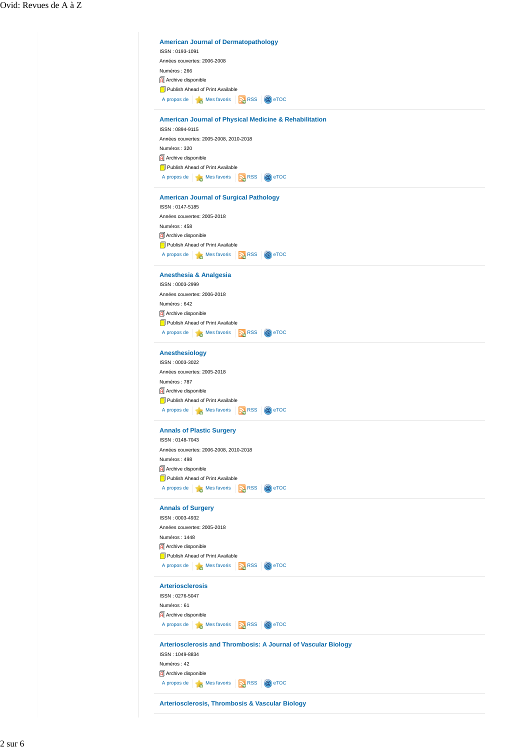### American Journal of Dermatopathology

ISSN : 0193-1091

Années couvertes: 2006-2008

Numéros : 266

Archive disponible

Publish Ahead of Print Available

A propos de | Mes favoris | RSS | eTOC

### American Journal of Physical Medicine & Rehabilitation

ISSN : 0894-9115

Années couvertes: 2005-2008, 2010-2018

Numéros : 320

Archive disponible

Publish Ahead of Print Available

A propos de | Mes favoris | RSS | eTOC

### American Journal of Surgical Pathology

ISSN : 0147-5185

Années couvertes: 2005-2018

Numéros : 458

Archive disponible

Publish Ahead of Print Available

A propos de | Mes favoris | RSS | eTOC

### Anesthesia & Analgesia

ISSN : 0003-2999

Années couvertes: 2006-2018

Numéros : 642

Archive disponible

Publish Ahead of Print Available

A propos de | Mes favoris | RSS | eTOC

### Anesthesiology

ISSN : 0003-3022

Années couvertes: 2005-2018

Numéros : 787

Archive disponible

Publish Ahead of Print Available

A propos de | Mes favoris | RSS | eTOC

### Annals of Plastic Surgery

ISSN : 0148-7043

Années couvertes: 2006-2008, 2010-2018

Numéros : 498

Archive disponible

Publish Ahead of Print Available

A propos de | Mes favoris | RSS | eTOC

### Annals of Surgery

ISSN : 0003-4932

Années couvertes: 2005-2018

Numéros : 1448

Archive disponible

Publish Ahead of Print Available

A propos de | Mes favoris | RSS | eTOC

### Arteriosclerosis

ISSN : 0276-5047

Numéros : 61

Archive disponible

A propos de | Mes favoris | RSS | eTOC

### Arteriosclerosis and Thrombosis: A Journal of Vascular Biology

ISSN : 1049-8834

Numéros : 42

Archive disponible

A propos de | Mes favoris | RSS | eTOC

### Arteriosclerosis, Thrombosis & Vascular Biology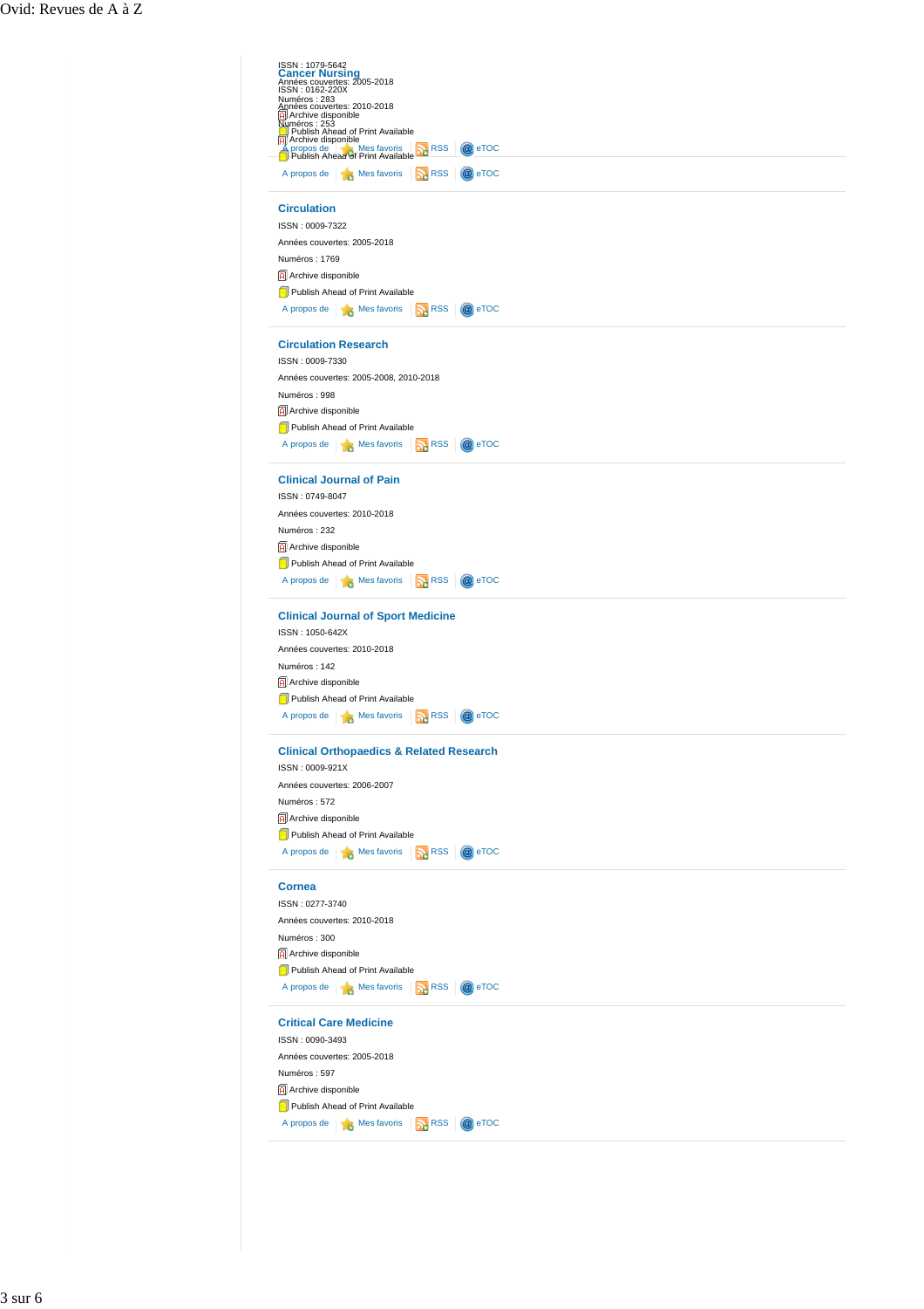ISSN : 1079-5642

## Cancer Nursing

Années couvertes: 2005-2018

ISSN : 0162-220X

Numéros : 283

Années couvertes: 2010-2018

Archive disponible

Numéros : 253

Publish Ahead of Print Available

Archive disponible

A propos de | Mes favoris | RSS | eTOC

Publish Ahead of Print Available

A propos de | Mes favoris | RSS | eTOC

## Circulation

ISSN : 0009-7322

Années couvertes: 2005-2018

Numéros : 1769

Archive disponible

Publish Ahead of Print Available

A propos de | Mes favoris | RSS | eTOC

## Circulation Research

ISSN : 0009-7330

Années couvertes: 2005-2008, 2010-2018

Numéros : 998

Archive disponible

Publish Ahead of Print Available

A propos de | Mes favoris | RSS | eTOC

## Clinical Journal of Pain

ISSN : 0749-8047

Années couvertes: 2010-2018

Numéros : 232

Archive disponible

Publish Ahead of Print Available

A propos de | Mes favoris | RSS | eTOC

## Clinical Journal of Sport Medicine

ISSN : 1050-642X

Années couvertes: 2010-2018

Numéros : 142

Archive disponible

Publish Ahead of Print Available

A propos de | Mes favoris | RSS | eTOC

## Clinical Orthopaedics & Related Research

ISSN : 0009-921X

Années couvertes: 2006-2007

Numéros : 572

Archive disponible

Publish Ahead of Print Available

A propos de | Mes favoris | RSS | eTOC

## Cornea

ISSN : 0277-3740

Années couvertes: 2010-2018

Numéros : 300

Archive disponible

Publish Ahead of Print Available

A propos de | Mes favoris | RSS | eTOC

## Critical Care Medicine

ISSN : 0090-3493

Années couvertes: 2005-2018

Numéros : 597

Archive disponible

Publish Ahead of Print Available

A propos de | Mes favoris | RSS | eTOC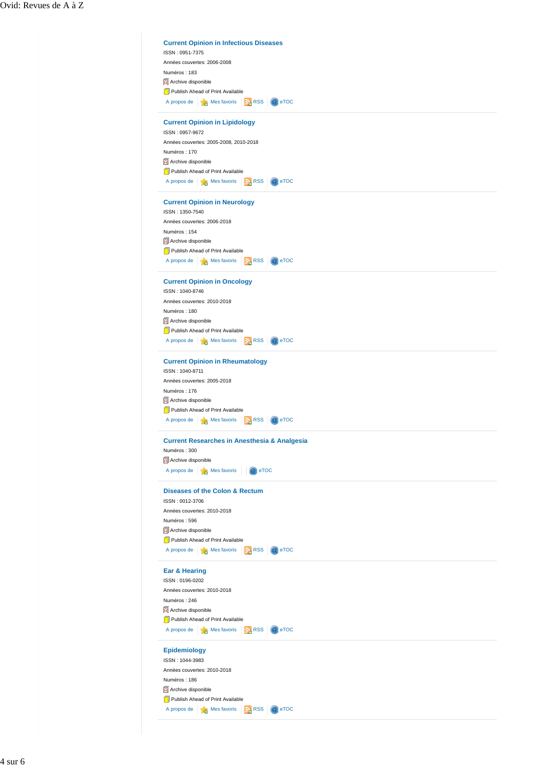### Current Opinion in Infectious Diseases

ISSN : 0951-7375

Années couvertes: 2006-2008

Numéros : 183

Archive disponible

Publish Ahead of Print Available

A propos de | Mes favoris | RSS | eTOC

---

### Current Opinion in Lipidology

ISSN : 0957-9672

Années couvertes: 2005-2008, 2010-2018

Numéros : 170

Archive disponible

Publish Ahead of Print Available

A propos de | Mes favoris | RSS | eTOC

---

### Current Opinion in Neurology

ISSN : 1350-7540

Années couvertes: 2006-2018

Numéros : 154

Archive disponible

Publish Ahead of Print Available

A propos de | Mes favoris | RSS | eTOC

---

### Current Opinion in Oncology

ISSN : 1040-8746

Années couvertes: 2010-2018

Numéros : 180

Archive disponible

Publish Ahead of Print Available

A propos de | Mes favoris | RSS | eTOC

---

### Current Opinion in Rheumatology

ISSN : 1040-8711

Années couvertes: 2005-2018

Numéros : 176

Archive disponible

Publish Ahead of Print Available

A propos de | Mes favoris | RSS | eTOC

---

### Current Researches in Anesthesia & Analgesia

Numéros : 300

Archive disponible

A propos de | Mes favoris | eTOC

---

### Diseases of the Colon & Rectum

ISSN : 0012-3706

Années couvertes: 2010-2018

Numéros : 596

Archive disponible

Publish Ahead of Print Available

A propos de | Mes favoris | RSS | eTOC

---

### Ear & Hearing

ISSN : 0196-0202

Années couvertes: 2010-2018

Numéros : 246

Archive disponible

Publish Ahead of Print Available

A propos de | Mes favoris | RSS | eTOC

---

### Epidemiology

ISSN : 1044-3983

Années couvertes: 2010-2018

Numéros : 186

Archive disponible

Publish Ahead of Print Available

A propos de | Mes favoris | RSS | eTOC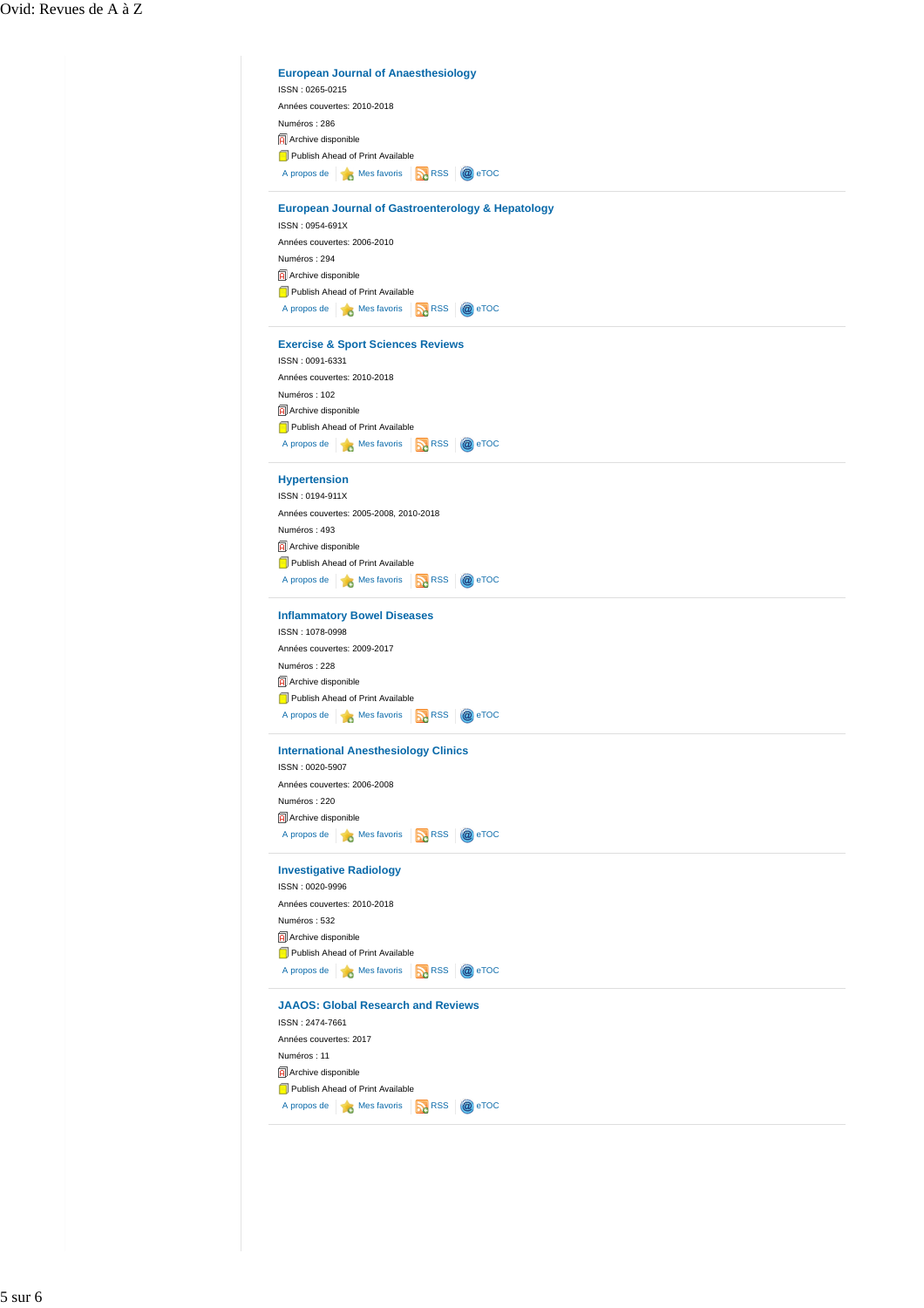## European Journal of Anaesthesiology

ISSN : 0265-0215

Années couvertes: 2010-2018

Numéros : 286

Archive disponible

Publish Ahead of Print Available

A propos de | Mes favoris | RSS | eTOC

## European Journal of Gastroenterology & Hepatology

ISSN : 0954-691X

Années couvertes: 2006-2010

Numéros : 294

Archive disponible

Publish Ahead of Print Available

A propos de | Mes favoris | RSS | eTOC

## Exercise & Sport Sciences Reviews

ISSN : 0091-6331

Années couvertes: 2010-2018

Numéros : 102

Archive disponible

Publish Ahead of Print Available

A propos de | Mes favoris | RSS | eTOC

## Hypertension

ISSN : 0194-911X

Années couvertes: 2005-2008, 2010-2018

Numéros : 493

Archive disponible

Publish Ahead of Print Available

A propos de | Mes favoris | RSS | eTOC

## Inflammatory Bowel Diseases

ISSN : 1078-0998

Années couvertes: 2009-2017

Numéros : 228

Archive disponible

Publish Ahead of Print Available

A propos de | Mes favoris | RSS | eTOC

## International Anesthesiology Clinics

ISSN : 0020-5907

Années couvertes: 2006-2008

Numéros : 220

Archive disponible

A propos de | Mes favoris | RSS | eTOC

## Investigative Radiology

ISSN : 0020-9996

Années couvertes: 2010-2018

Numéros : 532

Archive disponible

Publish Ahead of Print Available

A propos de | Mes favoris | RSS | eTOC

## JAAOS: Global Research and Reviews

ISSN : 2474-7661

Années couvertes: 2017

Numéros : 11

Archive disponible

Publish Ahead of Print Available

A propos de | Mes favoris | RSS | eTOC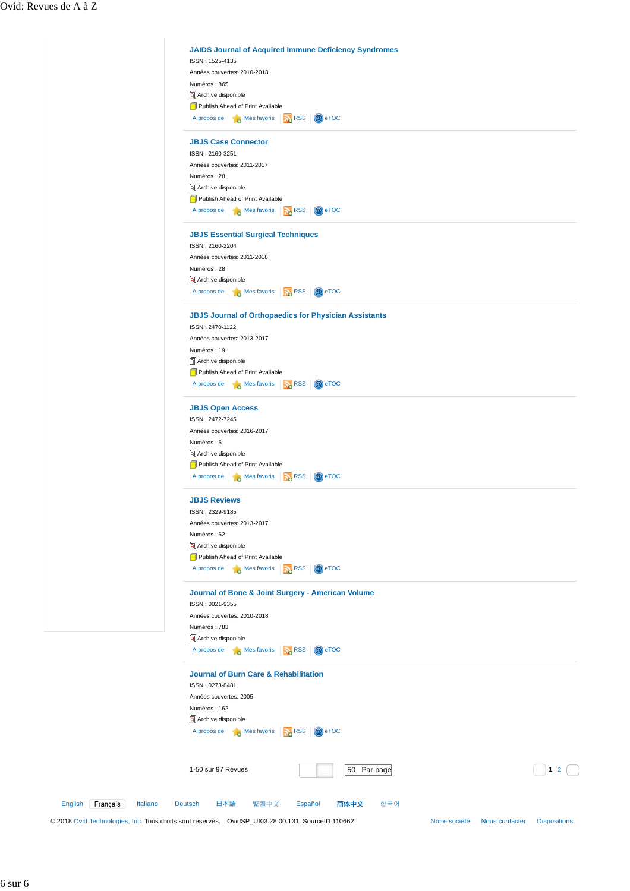### JAIDS Journal of Acquired Immune Deficiency Syndromes

ISSN : 1525-4135

Années couvertes: 2010-2018

Numéros : 365

Archive disponible

Publish Ahead of Print Available

A propos de | Mes favoris | RSS | eTOC

### JBJS Case Connector

ISSN : 2160-3251

Années couvertes: 2011-2017

Numéros : 28

Archive disponible

Publish Ahead of Print Available

A propos de | Mes favoris | RSS | eTOC

### JBJS Essential Surgical Techniques

ISSN : 2160-2204

Années couvertes: 2011-2018

Numéros : 28

Archive disponible

A propos de | Mes favoris | RSS | eTOC

### JBJS Journal of Orthopaedics for Physician Assistants

ISSN : 2470-1122

Années couvertes: 2013-2017

Numéros : 19

Archive disponible

Publish Ahead of Print Available

A propos de | Mes favoris | RSS | eTOC

### JBJS Open Access

ISSN : 2472-7245

Années couvertes: 2016-2017

Numéros : 6

Archive disponible

Publish Ahead of Print Available

A propos de | Mes favoris | RSS | eTOC

### JBJS Reviews

ISSN : 2329-9185

Années couvertes: 2013-2017

Numéros : 62

Archive disponible

Publish Ahead of Print Available

A propos de | Mes favoris | RSS | eTOC

### Journal of Bone & Joint Surgery - American Volume

ISSN : 0021-9355

Années couvertes: 2010-2018

Numéros : 783

Archive disponible

A propos de | Mes favoris | RSS | eTOC

### Journal of Burn Care & Rehabilitation

ISSN : 0273-8481

Années couvertes: 2005

Numéros : 162

Archive disponible

A propos de | Mes favoris | RSS | eTOC

1-50 sur 97 Revues    50 Par page    1 2

English | Français | Italiano | Deutsch | 日本語 | 繁體中文 | Español | 简体中文 | 한국어

© 2018 Ovid Technologies, Inc. Tous droits sont réservés. OvidSP_UI03.28.00.131, SourceID 110662

Notre société | Nous contacter | Dispositions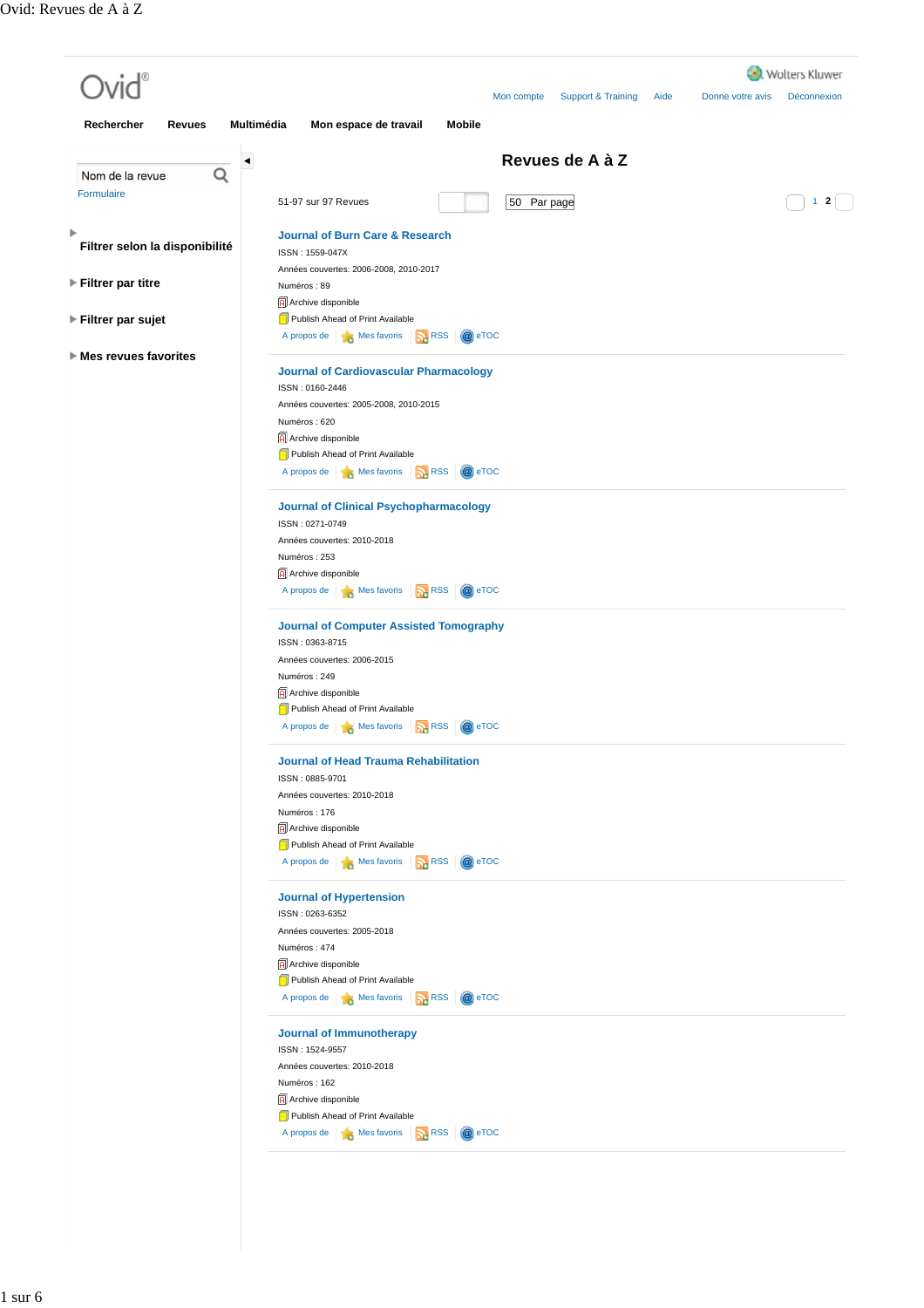Ovid®

Wolters Kluwer

Mon compte | Support & Training | Aide | Donne votre avis | Déconnexion

Rechercher | Revues | Multimédia | Mon espace de travail | Mobile

Nom de la revue

Formulaire

Filtrer selon la disponibilité

Filtrer par titre

Filtrer par sujet

Mes revues favorites

# Revues de A à Z

51-97 sur 97 Revues

50 Par page

1 2

## Journal of Burn Care & Research

ISSN : 1559-047X

Années couvertes: 2006-2008, 2010-2017

Numéros : 89

Archive disponible

Publish Ahead of Print Available

A propos de | Mes favoris | RSS | eTOC

## Journal of Cardiovascular Pharmacology

ISSN : 0160-2446

Années couvertes: 2005-2008, 2010-2015

Numéros : 620

Archive disponible

Publish Ahead of Print Available

A propos de | Mes favoris | RSS | eTOC

## Journal of Clinical Psychopharmacology

ISSN : 0271-0749

Années couvertes: 2010-2018

Numéros : 253

Archive disponible

A propos de | Mes favoris | RSS | eTOC

## Journal of Computer Assisted Tomography

ISSN : 0363-8715

Années couvertes: 2006-2015

Numéros : 249

Archive disponible

Publish Ahead of Print Available

A propos de | Mes favoris | RSS | eTOC

## Journal of Head Trauma Rehabilitation

ISSN : 0885-9701

Années couvertes: 2010-2018

Numéros : 176

Archive disponible

Publish Ahead of Print Available

A propos de | Mes favoris | RSS | eTOC

## Journal of Hypertension

ISSN : 0263-6352

Années couvertes: 2005-2018

Numéros : 474

Archive disponible

Publish Ahead of Print Available

A propos de | Mes favoris | RSS | eTOC

## Journal of Immunotherapy

ISSN : 1524-9557

Années couvertes: 2010-2018

Numéros : 162

Archive disponible

Publish Ahead of Print Available

A propos de | Mes favoris | RSS | eTOC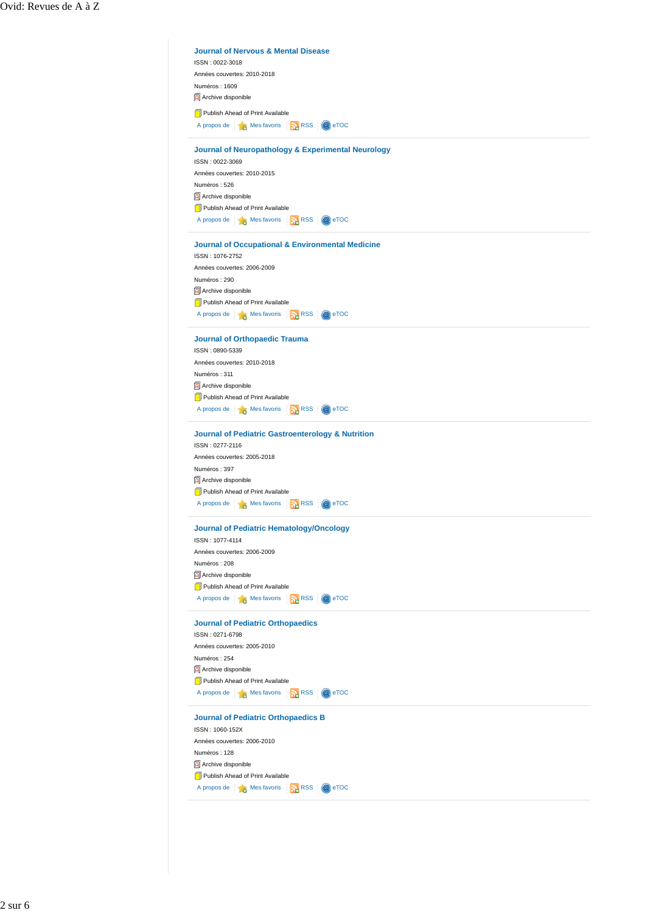### Journal of Nervous & Mental Disease

ISSN : 0022-3018

Années couvertes: 2010-2018

Numéros : 1609

Archive disponible

Publish Ahead of Print Available

A propos de | Mes favoris | RSS | eTOC

---

### Journal of Neuropathology & Experimental Neurology

ISSN : 0022-3069

Années couvertes: 2010-2015

Numéros : 526

Archive disponible

Publish Ahead of Print Available

A propos de | Mes favoris | RSS | eTOC

---

### Journal of Occupational & Environmental Medicine

ISSN : 1076-2752

Années couvertes: 2006-2009

Numéros : 290

Archive disponible

Publish Ahead of Print Available

A propos de | Mes favoris | RSS | eTOC

---

### Journal of Orthopaedic Trauma

ISSN : 0890-5339

Années couvertes: 2010-2018

Numéros : 311

Archive disponible

Publish Ahead of Print Available

A propos de | Mes favoris | RSS | eTOC

---

### Journal of Pediatric Gastroenterology & Nutrition

ISSN : 0277-2116

Années couvertes: 2005-2018

Numéros : 397

Archive disponible

Publish Ahead of Print Available

A propos de | Mes favoris | RSS | eTOC

---

### Journal of Pediatric Hematology/Oncology

ISSN : 1077-4114

Années couvertes: 2006-2009

Numéros : 208

Archive disponible

Publish Ahead of Print Available

A propos de | Mes favoris | RSS | eTOC

---

### Journal of Pediatric Orthopaedics

ISSN : 0271-6798

Années couvertes: 2005-2010

Numéros : 254

Archive disponible

Publish Ahead of Print Available

A propos de | Mes favoris | RSS | eTOC

---

### Journal of Pediatric Orthopaedics B

ISSN : 1060-152X

Années couvertes: 2006-2010

Numéros : 128

Archive disponible

Publish Ahead of Print Available

A propos de | Mes favoris | RSS | eTOC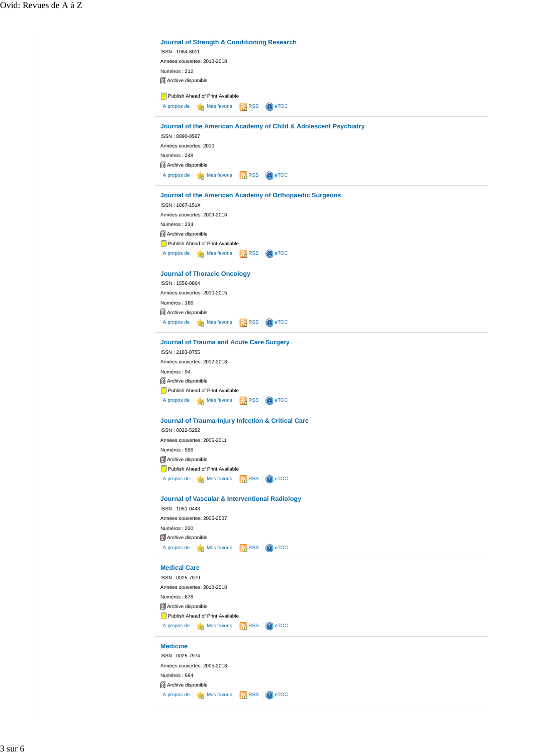### Journal of Strength & Conditioning Research

ISSN : 1064-8011

Années couvertes: 2010-2018

Numéros : 212

Archive disponible

Publish Ahead of Print Available

A propos de | Mes favoris | RSS | eTOC

### Journal of the American Academy of Child & Adolescent Psychiatry

ISSN : 0890-8567

Années couvertes: 2010

Numéros : 248

Archive disponible

A propos de | Mes favoris | RSS | eTOC

### Journal of the American Academy of Orthopaedic Surgeons

ISSN : 1067-151X

Années couvertes: 2009-2018

Numéros : 234

Archive disponible

Publish Ahead of Print Available

A propos de | Mes favoris | RSS | eTOC

### Journal of Thoracic Oncology

ISSN : 1556-0864

Années couvertes: 2010-2015

Numéros : 186

Archive disponible

A propos de | Mes favoris | RSS | eTOC

### Journal of Trauma and Acute Care Surgery

ISSN : 2163-0755

Années couvertes: 2012-2018

Numéros : 94

Archive disponible

Publish Ahead of Print Available

A propos de | Mes favoris | RSS | eTOC

### Journal of Trauma-Injury Infection & Critical Care

ISSN : 0022-5282

Années couvertes: 2005-2011

Numéros : 596

Archive disponible

Publish Ahead of Print Available

A propos de | Mes favoris | RSS | eTOC

### Journal of Vascular & Interventional Radiology

ISSN : 1051-0443

Années couvertes: 2005-2007

Numéros : 220

Archive disponible

A propos de | Mes favoris | RSS | eTOC

### Medical Care

ISSN : 0025-7079

Années couvertes: 2010-2018

Numéros : 678

Archive disponible

Publish Ahead of Print Available

A propos de | Mes favoris | RSS | eTOC

### Medicine

ISSN : 0025-7974

Années couvertes: 2005-2018

Numéros : 664

Archive disponible

A propos de | Mes favoris | RSS | eTOC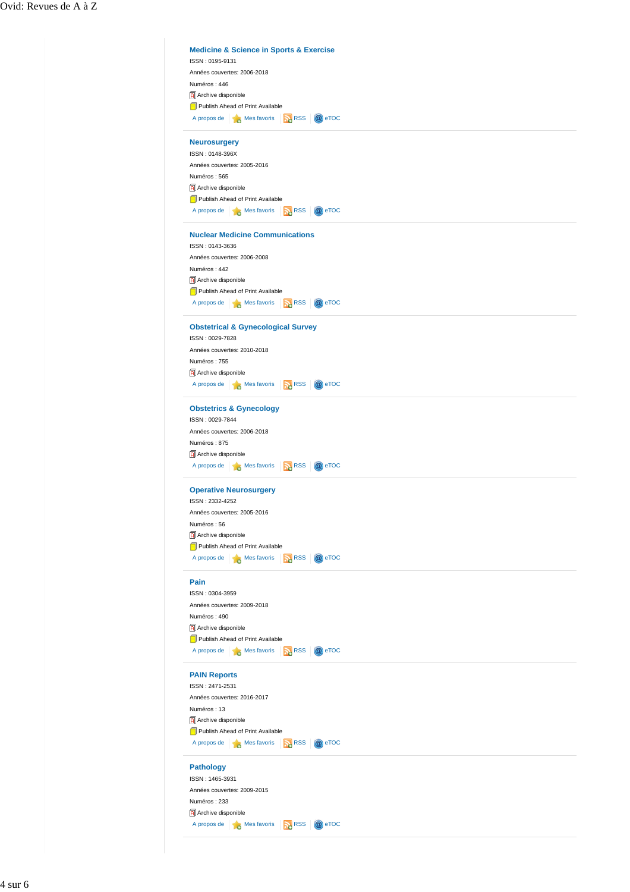## Medicine & Science in Sports & Exercise

ISSN : 0195-9131

Années couvertes: 2006-2018

Numéros : 446

Archive disponible

Publish Ahead of Print Available

A propos de | Mes favoris | RSS | eTOC

## Neurosurgery

ISSN : 0148-396X

Années couvertes: 2005-2016

Numéros : 565

Archive disponible

Publish Ahead of Print Available

A propos de | Mes favoris | RSS | eTOC

## Nuclear Medicine Communications

ISSN : 0143-3636

Années couvertes: 2006-2008

Numéros : 442

Archive disponible

Publish Ahead of Print Available

A propos de | Mes favoris | RSS | eTOC

## Obstetrical & Gynecological Survey

ISSN : 0029-7828

Années couvertes: 2010-2018

Numéros : 755

Archive disponible

A propos de | Mes favoris | RSS | eTOC

## Obstetrics & Gynecology

ISSN : 0029-7844

Années couvertes: 2006-2018

Numéros : 875

Archive disponible

A propos de | Mes favoris | RSS | eTOC

## Operative Neurosurgery

ISSN : 2332-4252

Années couvertes: 2005-2016

Numéros : 56

Archive disponible

Publish Ahead of Print Available

A propos de | Mes favoris | RSS | eTOC

## Pain

ISSN : 0304-3959

Années couvertes: 2009-2018

Numéros : 490

Archive disponible

Publish Ahead of Print Available

A propos de | Mes favoris | RSS | eTOC

## PAIN Reports

ISSN : 2471-2531

Années couvertes: 2016-2017

Numéros : 13

Archive disponible

Publish Ahead of Print Available

A propos de | Mes favoris | RSS | eTOC

## Pathology

ISSN : 1465-3931

Années couvertes: 2009-2015

Numéros : 233

Archive disponible

A propos de | Mes favoris | RSS | eTOC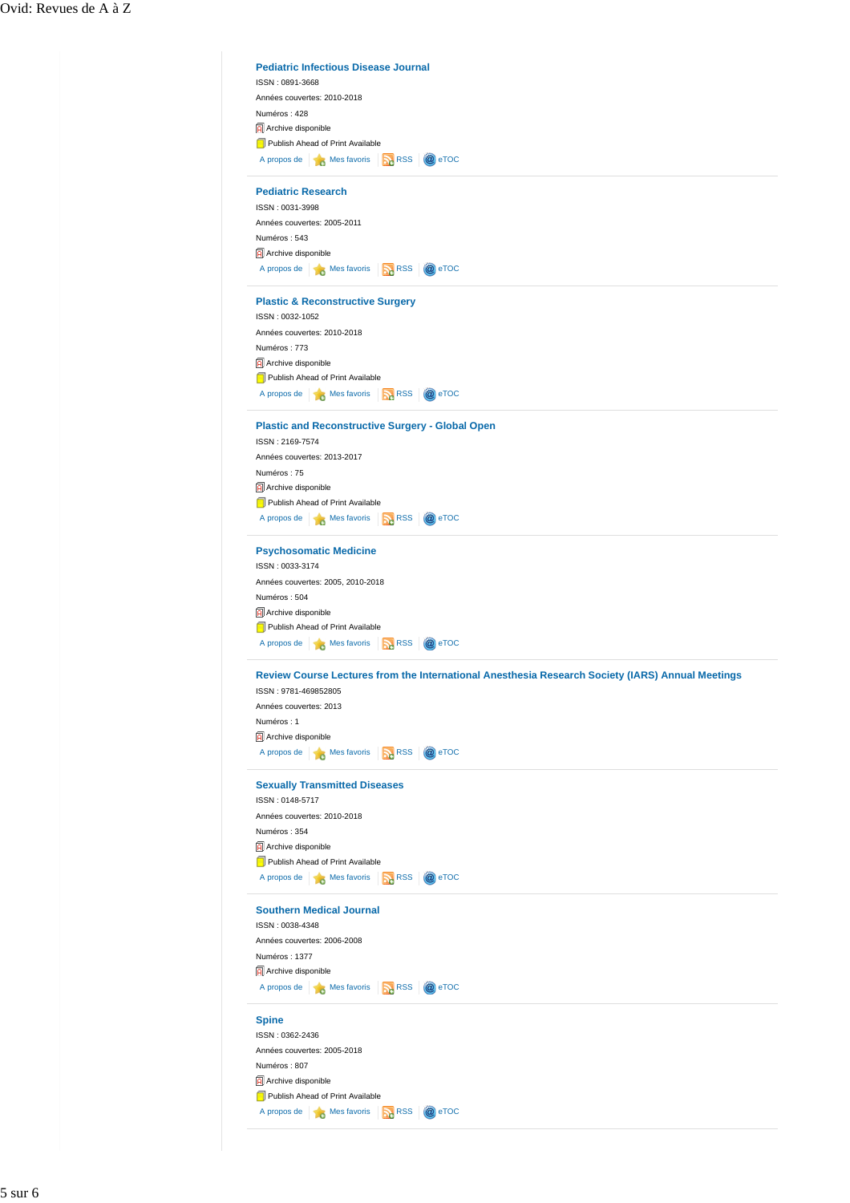### Pediatric Infectious Disease Journal

ISSN : 0891-3668

Années couvertes: 2010-2018

Numéros : 428

Archive disponible

Publish Ahead of Print Available

A propos de | Mes favoris | RSS | eTOC

---

### Pediatric Research

ISSN : 0031-3998

Années couvertes: 2005-2011

Numéros : 543

Archive disponible

A propos de | Mes favoris | RSS | eTOC

---

### Plastic & Reconstructive Surgery

ISSN : 0032-1052

Années couvertes: 2010-2018

Numéros : 773

Archive disponible

Publish Ahead of Print Available

A propos de | Mes favoris | RSS | eTOC

---

### Plastic and Reconstructive Surgery - Global Open

ISSN : 2169-7574

Années couvertes: 2013-2017

Numéros : 75

Archive disponible

Publish Ahead of Print Available

A propos de | Mes favoris | RSS | eTOC

---

### Psychosomatic Medicine

ISSN : 0033-3174

Années couvertes: 2005, 2010-2018

Numéros : 504

Archive disponible

Publish Ahead of Print Available

A propos de | Mes favoris | RSS | eTOC

---

### Review Course Lectures from the International Anesthesia Research Society (IARS) Annual Meetings

ISSN : 9781-469852805

Années couvertes: 2013

Numéros : 1

Archive disponible

A propos de | Mes favoris | RSS | eTOC

---

### Sexually Transmitted Diseases

ISSN : 0148-5717

Années couvertes: 2010-2018

Numéros : 354

Archive disponible

Publish Ahead of Print Available

A propos de | Mes favoris | RSS | eTOC

---

### Southern Medical Journal

ISSN : 0038-4348

Années couvertes: 2006-2008

Numéros : 1377

Archive disponible

A propos de | Mes favoris | RSS | eTOC

---

### Spine

ISSN : 0362-2436

Années couvertes: 2005-2018

Numéros : 807

Archive disponible

Publish Ahead of Print Available

A propos de | Mes favoris | RSS | eTOC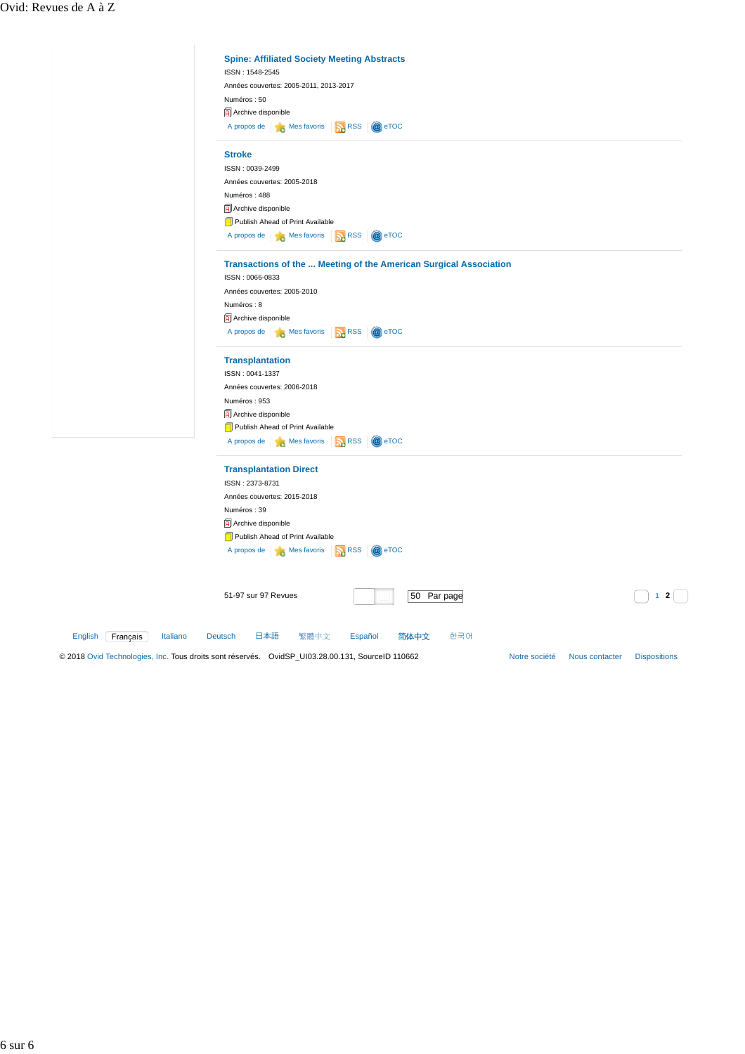### Spine: Affiliated Society Meeting Abstracts

ISSN : 1548-2545

Années couvertes: 2005-2011, 2013-2017

Numéros : 50

Archive disponible

A propos de | Mes favoris | RSS | eTOC

### Stroke

ISSN : 0039-2499

Années couvertes: 2005-2018

Numéros : 488

Archive disponible

Publish Ahead of Print Available

A propos de | Mes favoris | RSS | eTOC

### Transactions of the ... Meeting of the American Surgical Association

ISSN : 0066-0833

Années couvertes: 2005-2010

Numéros : 8

Archive disponible

A propos de | Mes favoris | RSS | eTOC

### Transplantation

ISSN : 0041-1337

Années couvertes: 2006-2018

Numéros : 953

Archive disponible

Publish Ahead of Print Available

A propos de | Mes favoris | RSS | eTOC

### Transplantation Direct

ISSN : 2373-8731

Années couvertes: 2015-2018

Numéros : 39

Archive disponible

Publish Ahead of Print Available

A propos de | Mes favoris | RSS | eTOC

51-97 sur 97 Revues

50 Par page

1 **2**

English | Français | Italiano | Deutsch | 日本語 | 繁體中文 | Español | 简体中文 | 한국어

© 2018 Ovid Technologies, Inc. Tous droits sont réservés. OvidSP_UI03.28.00.131, SourceID 110662

Notre société | Nous contacter | Dispositions